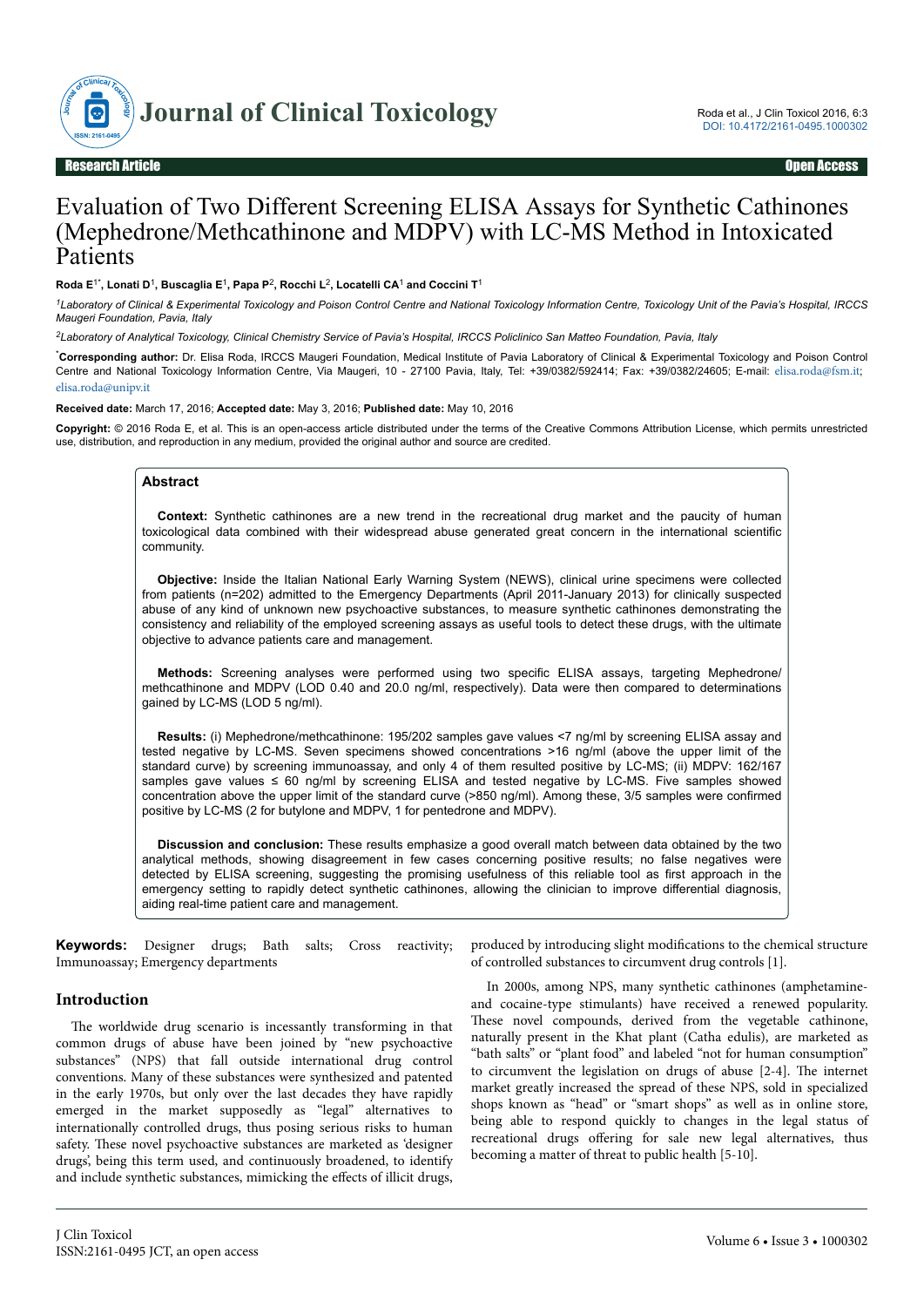Research Article Open Access

# Evaluation of Two Different Screening ELISA Assays for Synthetic Cathinones (Mephedrone/Methcathinone and MDPV) with LC-MS Method in Intoxicated Patients

**Roda E[1*], Lonati D[1], Buscaglia E[1], Papa P[2], Rocchi L[2], Locatelli CA[1] and Coccini T[1]**

*[1]Laboratory of Clinical & Experimental Toxicology and Poison Control Centre and National Toxicology Information Centre, Toxicology Unit of the Pavia's Hospital, IRCCS Maugeri Foundation, Pavia, Italy*

*[2]Laboratory of Analytical Toxicology, Clinical Chemistry Service of Pavia's Hospital, IRCCS Policlinico San Matteo Foundation, Pavia, Italy*

**\*Corresponding author:** Dr. Elisa Roda, IRCCS Maugeri Foundation, Medical Institute of Pavia Laboratory of Clinical & Experimental Toxicology and Poison Control Centre and National Toxicology Information Centre, Via Maugeri, 10 - 27100 Pavia, Italy, Tel: +39/0382/592414; Fax: +39/0382/24605; E-mail: elisa.roda@fsm.it; elisa.roda@unipv.it

**Received date:** March 17, 2016; **Accepted date:** May 3, 2016; **Published date:** May 10, 2016

**Copyright:** © 2016 Roda E, et al. This is an open-access article distributed under the terms of the Creative Commons Attribution License, which permits unrestricted use, distribution, and reproduction in any medium, provided the original author and source are credited.

## Abstract

**Context:** Synthetic cathinones are a new trend in the recreational drug market and the paucity of human toxicological data combined with their widespread abuse generated great concern in the international scientific community.

**Objective:** Inside the Italian National Early Warning System (NEWS), clinical urine specimens were collected from patients (n=202) admitted to the Emergency Departments (April 2011-January 2013) for clinically suspected abuse of any kind of unknown new psychoactive substances, to measure synthetic cathinones demonstrating the consistency and reliability of the employed screening assays as useful tools to detect these drugs, with the ultimate objective to advance patients care and management.

**Methods:** Screening analyses were performed using two specific ELISA assays, targeting Mephedrone/methcathinone and MDPV (LOD 0.40 and 20.0 ng/ml, respectively). Data were then compared to determinations gained by LC-MS (LOD 5 ng/ml).

**Results:** (i) Mephedrone/methcathinone: 195/202 samples gave values <7 ng/ml by screening ELISA assay and tested negative by LC-MS. Seven specimens showed concentrations >16 ng/ml (above the upper limit of the standard curve) by screening immunoassay, and only 4 of them resulted positive by LC-MS; (ii) MDPV: 162/167 samples gave values ≤ 60 ng/ml by screening ELISA and tested negative by LC-MS. Five samples showed concentration above the upper limit of the standard curve (>850 ng/ml). Among these, 3/5 samples were confirmed positive by LC-MS (2 for butylone and MDPV, 1 for pentedrone and MDPV).

**Discussion and conclusion:** These results emphasize a good overall match between data obtained by the two analytical methods, showing disagreement in few cases concerning positive results; no false negatives were detected by ELISA screening, suggesting the promising usefulness of this reliable tool as first approach in the emergency setting to rapidly detect synthetic cathinones, allowing the clinician to improve differential diagnosis, aiding real-time patient care and management.

**Keywords:** Designer drugs; Bath salts; Cross reactivity; Immunoassay; Emergency departments

## Introduction

The worldwide drug scenario is incessantly transforming in that common drugs of abuse have been joined by "new psychoactive substances" (NPS) that fall outside international drug control conventions. Many of these substances were synthesized and patented in the early 1970s, but only over the last decades they have rapidly emerged in the market supposedly as "legal" alternatives to internationally controlled drugs, thus posing serious risks to human safety. These novel psychoactive substances are marketed as 'designer drugs', being this term used, and continuously broadened, to identify and include synthetic substances, mimicking the effects of illicit drugs, produced by introducing slight modifications to the chemical structure of controlled substances to circumvent drug controls [1].

In 2000s, among NPS, many synthetic cathinones (amphetamine- and cocaine-type stimulants) have received a renewed popularity. These novel compounds, derived from the vegetable cathinone, naturally present in the Khat plant (Catha edulis), are marketed as "bath salts" or "plant food" and labeled "not for human consumption" to circumvent the legislation on drugs of abuse [2-4]. The internet market greatly increased the spread of these NPS, sold in specialized shops known as "head" or "smart shops" as well as in online store, being able to respond quickly to changes in the legal status of recreational drugs offering for sale new legal alternatives, thus becoming a matter of threat to public health [5-10].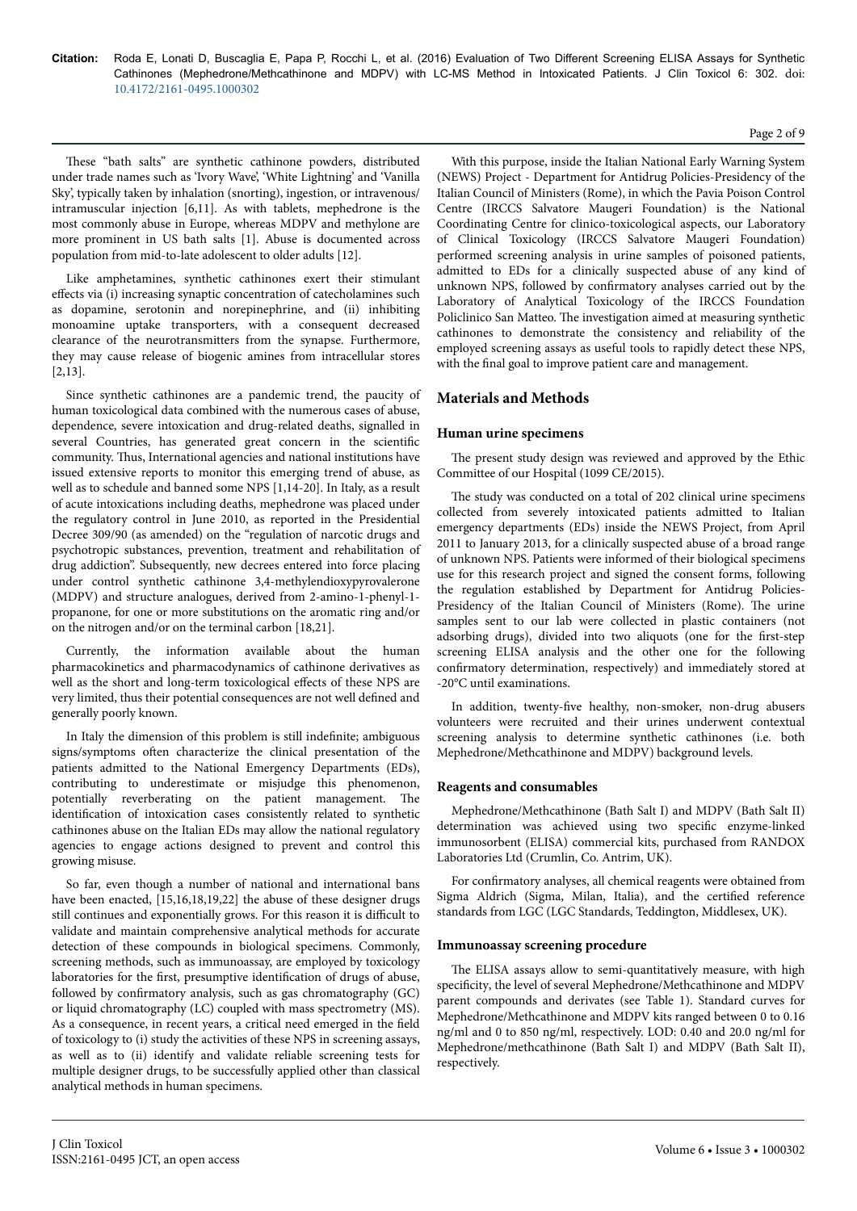These "bath salts" are synthetic cathinone powders, distributed under trade names such as 'Ivory Wave', 'White Lightning' and 'Vanilla Sky', typically taken by inhalation (snorting), ingestion, or intravenous/intramuscular injection [6,11]. As with tablets, mephedrone is the most commonly abuse in Europe, whereas MDPV and methylone are more prominent in US bath salts [1]. Abuse is documented across population from mid-to-late adolescent to older adults [12].

Like amphetamines, synthetic cathinones exert their stimulant effects via (i) increasing synaptic concentration of catecholamines such as dopamine, serotonin and norepinephrine, and (ii) inhibiting monoamine uptake transporters, with a consequent decreased clearance of the neurotransmitters from the synapse. Furthermore, they may cause release of biogenic amines from intracellular stores [2,13].

Since synthetic cathinones are a pandemic trend, the paucity of human toxicological data combined with the numerous cases of abuse, dependence, severe intoxication and drug-related deaths, signalled in several Countries, has generated great concern in the scientific community. Thus, International agencies and national institutions have issued extensive reports to monitor this emerging trend of abuse, as well as to schedule and banned some NPS [1,14-20]. In Italy, as a result of acute intoxications including deaths, mephedrone was placed under the regulatory control in June 2010, as reported in the Presidential Decree 309/90 (as amended) on the "regulation of narcotic drugs and psychotropic substances, prevention, treatment and rehabilitation of drug addiction". Subsequently, new decrees entered into force placing under control synthetic cathinone 3,4-methylendioxypyrovalerone (MDPV) and structure analogues, derived from 2-amino-1-phenyl-1-propanone, for one or more substitutions on the aromatic ring and/or on the nitrogen and/or on the terminal carbon [18,21].

Currently, the information available about the human pharmacokinetics and pharmacodynamics of cathinone derivatives as well as the short and long-term toxicological effects of these NPS are very limited, thus their potential consequences are not well defined and generally poorly known.

In Italy the dimension of this problem is still indefinite; ambiguous signs/symptoms often characterize the clinical presentation of the patients admitted to the National Emergency Departments (EDs), contributing to underestimate or misjudge this phenomenon, potentially reverberating on the patient management. The identification of intoxication cases consistently related to synthetic cathinones abuse on the Italian EDs may allow the national regulatory agencies to engage actions designed to prevent and control this growing misuse.

So far, even though a number of national and international bans have been enacted, [15,16,18,19,22] the abuse of these designer drugs still continues and exponentially grows. For this reason it is difficult to validate and maintain comprehensive analytical methods for accurate detection of these compounds in biological specimens. Commonly, screening methods, such as immunoassay, are employed by toxicology laboratories for the first, presumptive identification of drugs of abuse, followed by confirmatory analysis, such as gas chromatography (GC) or liquid chromatography (LC) coupled with mass spectrometry (MS). As a consequence, in recent years, a critical need emerged in the field of toxicology to (i) study the activities of these NPS in screening assays, as well as to (ii) identify and validate reliable screening tests for multiple designer drugs, to be successfully applied other than classical analytical methods in human specimens.

With this purpose, inside the Italian National Early Warning System (NEWS) Project - Department for Antidrug Policies-Presidency of the Italian Council of Ministers (Rome), in which the Pavia Poison Control Centre (IRCCS Salvatore Maugeri Foundation) is the National Coordinating Centre for clinico-toxicological aspects, our Laboratory of Clinical Toxicology (IRCCS Salvatore Maugeri Foundation) performed screening analysis in urine samples of poisoned patients, admitted to EDs for a clinically suspected abuse of any kind of unknown NPS, followed by confirmatory analyses carried out by the Laboratory of Analytical Toxicology of the IRCCS Foundation Policlinico San Matteo. The investigation aimed at measuring synthetic cathinones to demonstrate the consistency and reliability of the employed screening assays as useful tools to rapidly detect these NPS, with the final goal to improve patient care and management.

## Materials and Methods

### Human urine specimens

The present study design was reviewed and approved by the Ethic Committee of our Hospital (1099 CE/2015).

The study was conducted on a total of 202 clinical urine specimens collected from severely intoxicated patients admitted to Italian emergency departments (EDs) inside the NEWS Project, from April 2011 to January 2013, for a clinically suspected abuse of a broad range of unknown NPS. Patients were informed of their biological specimens use for this research project and signed the consent forms, following the regulation established by Department for Antidrug Policies-Presidency of the Italian Council of Ministers (Rome). The urine samples sent to our lab were collected in plastic containers (not adsorbing drugs), divided into two aliquots (one for the first-step screening ELISA analysis and the other one for the following confirmatory determination, respectively) and immediately stored at -20°C until examinations.

In addition, twenty-five healthy, non-smoker, non-drug abusers volunteers were recruited and their urines underwent contextual screening analysis to determine synthetic cathinones (i.e. both Mephedrone/Methcathinone and MDPV) background levels.

### Reagents and consumables

Mephedrone/Methcathinone (Bath Salt I) and MDPV (Bath Salt II) determination was achieved using two specific enzyme-linked immunosorbent (ELISA) commercial kits, purchased from RANDOX Laboratories Ltd (Crumlin, Co. Antrim, UK).

For confirmatory analyses, all chemical reagents were obtained from Sigma Aldrich (Sigma, Milan, Italia), and the certified reference standards from LGC (LGC Standards, Teddington, Middlesex, UK).

### Immunoassay screening procedure

The ELISA assays allow to semi-quantitatively measure, with high specificity, the level of several Mephedrone/Methcathinone and MDPV parent compounds and derivates (see Table 1). Standard curves for Mephedrone/Methcathinone and MDPV kits ranged between 0 to 0.16 ng/ml and 0 to 850 ng/ml, respectively. LOD: 0.40 and 20.0 ng/ml for Mephedrone/methcathinone (Bath Salt I) and MDPV (Bath Salt II), respectively.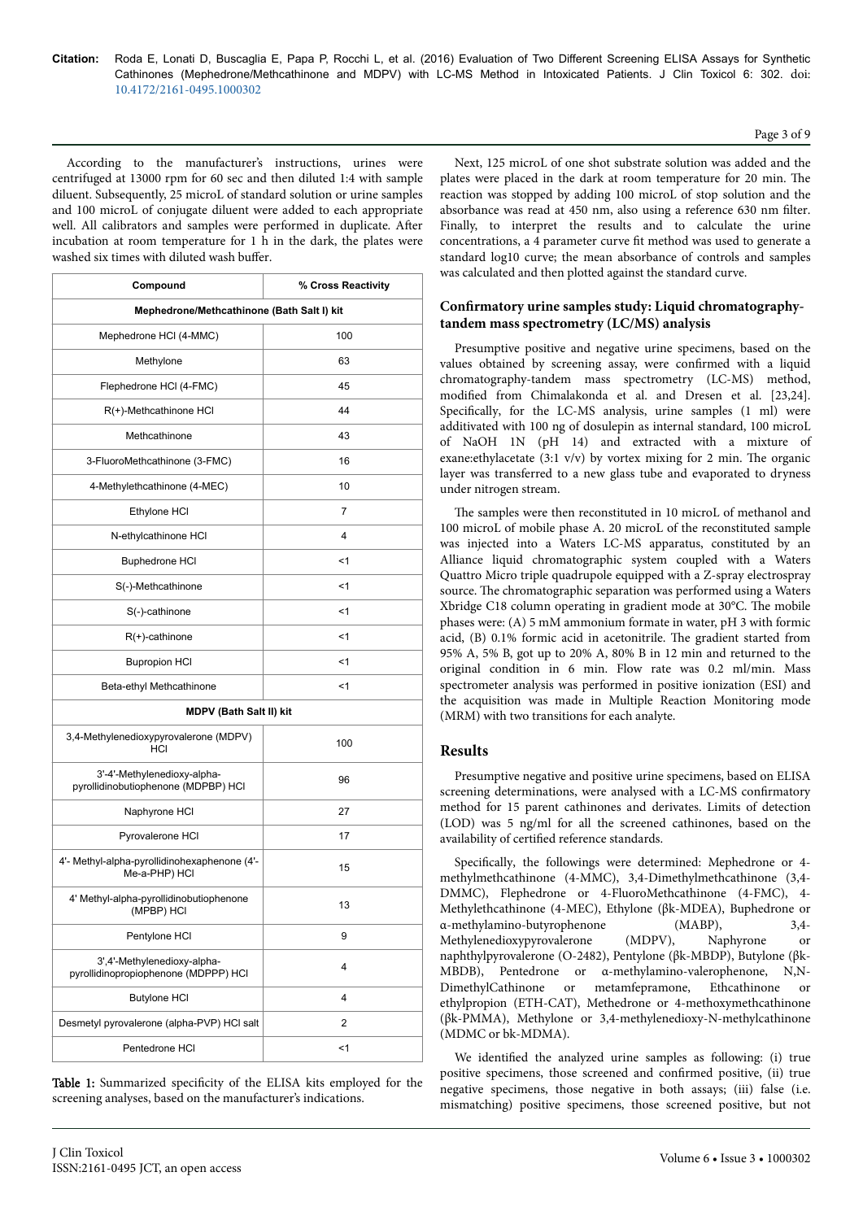According to the manufacturer's instructions, urines were centrifuged at 13000 rpm for 60 sec and then diluted 1:4 with sample diluent. Subsequently, 25 microL of standard solution or urine samples and 100 microL of conjugate diluent were added to each appropriate well. All calibrators and samples were performed in duplicate. After incubation at room temperature for 1 h in the dark, the plates were washed six times with diluted wash buffer.

| Compound | % Cross Reactivity |
|---|---|
| **Mephedrone/Methcathinone (Bath Salt I) kit** | |
| Mephedrone HCl (4-MMC) | 100 |
| Methylone | 63 |
| Flephedrone HCl (4-FMC) | 45 |
| R(+)-Methcathinone HCl | 44 |
| Methcathinone | 43 |
| 3-FluoroMethcathinone (3-FMC) | 16 |
| 4-Methylethcathinone (4-MEC) | 10 |
| Ethylone HCl | 7 |
| N-ethylcathinone HCl | 4 |
| Buphedrone HCl | <1 |
| S(-)-Methcathinone | <1 |
| S(-)-cathinone | <1 |
| R(+)-cathinone | <1 |
| Bupropion HCl | <1 |
| Beta-ethyl Methcathinone | <1 |
| **MDPV (Bath Salt II) kit** | |
| 3,4-Methylenedioxypyrovalerone (MDPV) HCl | 100 |
| 3'-4'-Methylenedioxy-alpha-pyrollidinobutiophenone (MDPBP) HCl | 96 |
| Naphyrone HCl | 27 |
| Pyrovalerone HCl | 17 |
| 4'- Methyl-alpha-pyrollidinohexaphenone (4'-Me-a-PHP) HCl | 15 |
| 4' Methyl-alpha-pyrollidinobutiophenone (MPBP) HCl | 13 |
| Pentylone HCl | 9 |
| 3',4'-Methylenedioxy-alpha-pyrollidinopropiophenone (MDPPP) HCl | 4 |
| Butylone HCl | 4 |
| Desmetyl pyrovalerone (alpha-PVP) HCl salt | 2 |
| Pentedrone HCl | <1 |

Table 1: Summarized specificity of the ELISA kits employed for the screening analyses, based on the manufacturer's indications.

Next, 125 microL of one shot substrate solution was added and the plates were placed in the dark at room temperature for 20 min. The reaction was stopped by adding 100 microL of stop solution and the absorbance was read at 450 nm, also using a reference 630 nm filter. Finally, to interpret the results and to calculate the urine concentrations, a 4 parameter curve fit method was used to generate a standard log10 curve; the mean absorbance of controls and samples was calculated and then plotted against the standard curve.

### Confirmatory urine samples study: Liquid chromatography-tandem mass spectrometry (LC/MS) analysis

Presumptive positive and negative urine specimens, based on the values obtained by screening assay, were confirmed with a liquid chromatography-tandem mass spectrometry (LC-MS) method, modified from Chimalakonda et al. and Dresen et al. [23,24]. Specifically, for the LC-MS analysis, urine samples (1 ml) were additivated with 100 ng of dosulepin as internal standard, 100 microL of NaOH 1N (pH 14) and extracted with a mixture of exane:ethylacetate (3:1 v/v) by vortex mixing for 2 min. The organic layer was transferred to a new glass tube and evaporated to dryness under nitrogen stream.

The samples were then reconstituted in 10 microL of methanol and 100 microL of mobile phase A. 20 microL of the reconstituted sample was injected into a Waters LC-MS apparatus, constituted by an Alliance liquid chromatographic system coupled with a Waters Quattro Micro triple quadrupole equipped with a Z-spray electrospray source. The chromatographic separation was performed using a Waters Xbridge C18 column operating in gradient mode at 30°C. The mobile phases were: (A) 5 mM ammonium formate in water, pH 3 with formic acid, (B) 0.1% formic acid in acetonitrile. The gradient started from 95% A, 5% B, got up to 20% A, 80% B in 12 min and returned to the original condition in 6 min. Flow rate was 0.2 ml/min. Mass spectrometer analysis was performed in positive ionization (ESI) and the acquisition was made in Multiple Reaction Monitoring mode (MRM) with two transitions for each analyte.

## Results

Presumptive negative and positive urine specimens, based on ELISA screening determinations, were analysed with a LC-MS confirmatory method for 15 parent cathinones and derivates. Limits of detection (LOD) was 5 ng/ml for all the screened cathinones, based on the availability of certified reference standards.

Specifically, the followings were determined: Mephedrone or 4-methylmethcathinone (4-MMC), 3,4-Dimethylmethcathinone (3,4-DMMC), Flephedrone or 4-FluoroMethcathinone (4-FMC), 4-Methylethcathinone (4-MEC), Ethylone (βk-MDEA), Buphedrone or α-methylamino-butyrophenone (MABP), 3,4-Methylenedioxypyrovalerone (MDPV), Naphyrone or naphthylpyrovalerone (O-2482), Pentylone (βk-MBDP), Butylone (βk-MBDB), Pentedrone or α-methylamino-valerophenone, N,N-DimethylCathinone or metamfepramone, Ethcathinone or ethylpropion (ETH-CAT), Methedrone or 4-methoxymethcathinone (βk-PMMA), Methylone or 3,4-methylenedioxy-N-methylcathinone (MDMC or bk-MDMA).

We identified the analyzed urine samples as following: (i) true positive specimens, those screened and confirmed positive, (ii) true negative specimens, those negative in both assays; (iii) false (i.e. mismatching) positive specimens, those screened positive, but not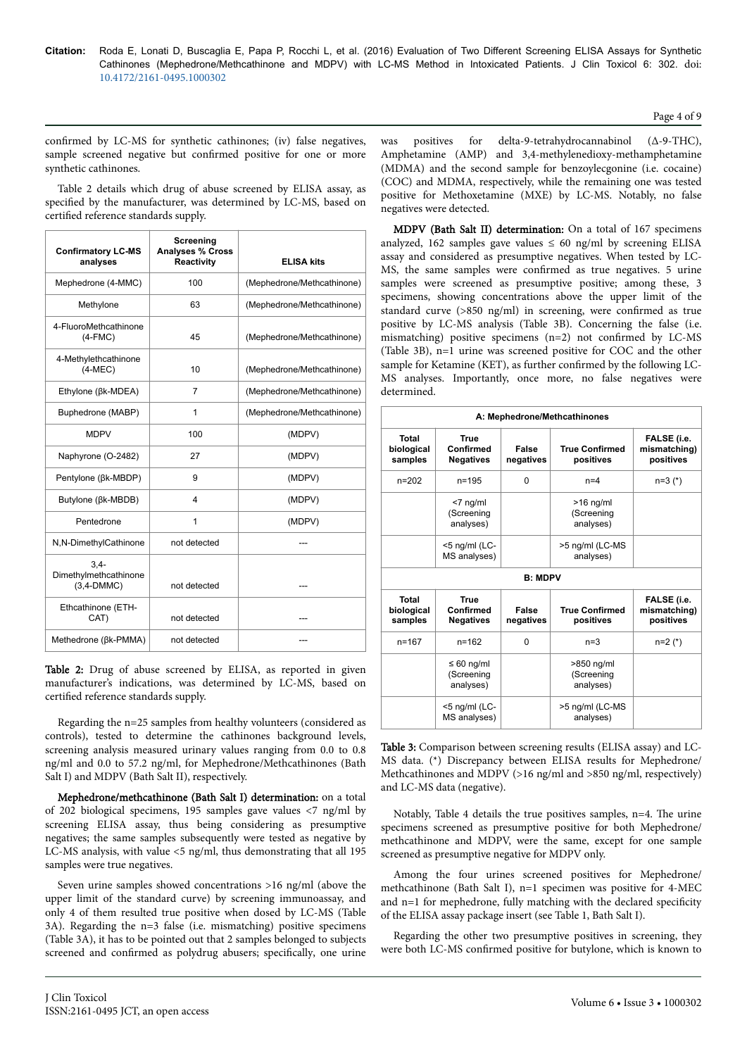confirmed by LC-MS for synthetic cathinones; (iv) false negatives, sample screened negative but confirmed positive for one or more synthetic cathinones.

Table 2 details which drug of abuse screened by ELISA assay, as specified by the manufacturer, was determined by LC-MS, based on certified reference standards supply.

| Confirmatory LC-MS analyses | Screening Analyses % Cross Reactivity | ELISA kits |
|---|---|---|
| Mephedrone (4-MMC) | 100 | (Mephedrone/Methcathinone) |
| Methylone | 63 | (Mephedrone/Methcathinone) |
| 4-FluoroMethcathinone (4-FMC) | 45 | (Mephedrone/Methcathinone) |
| 4-Methylethcathinone (4-MEC) | 10 | (Mephedrone/Methcathinone) |
| Ethylone (βk-MDEA) | 7 | (Mephedrone/Methcathinone) |
| Buphedrone (MABP) | 1 | (Mephedrone/Methcathinone) |
| MDPV | 100 | (MDPV) |
| Naphyrone (O-2482) | 27 | (MDPV) |
| Pentylone (βk-MBDP) | 9 | (MDPV) |
| Butylone (βk-MBDB) | 4 | (MDPV) |
| Pentedrone | 1 | (MDPV) |
| N,N-DimethylCathinone | not detected | --- |
| 3,4-Dimethylmethcathinone (3,4-DMMC) | not detected | --- |
| Ethcathinone (ETH-CAT) | not detected | --- |
| Methedrone (βk-PMMA) | not detected | --- |

**Table 2:** Drug of abuse screened by ELISA, as reported in given manufacturer's indications, was determined by LC-MS, based on certified reference standards supply.

Regarding the n=25 samples from healthy volunteers (considered as controls), tested to determine the cathinones background levels, screening analysis measured urinary values ranging from 0.0 to 0.8 ng/ml and 0.0 to 57.2 ng/ml, for Mephedrone/Methcathinones (Bath Salt I) and MDPV (Bath Salt II), respectively.

**Mephedrone/methcathinone (Bath Salt I) determination:** on a total of 202 biological specimens, 195 samples gave values <7 ng/ml by screening ELISA assay, thus being considering as presumptive negatives; the same samples subsequently were tested as negative by LC-MS analysis, with value <5 ng/ml, thus demonstrating that all 195 samples were true negatives.

Seven urine samples showed concentrations >16 ng/ml (above the upper limit of the standard curve) by screening immunoassay, and only 4 of them resulted true positive when dosed by LC-MS (Table 3A). Regarding the n=3 false (i.e. mismatching) positive specimens (Table 3A), it has to be pointed out that 2 samples belonged to subjects screened and confirmed as polydrug abusers; specifically, one urine was positives for delta-9-tetrahydrocannabinol (Δ-9-THC), Amphetamine (AMP) and 3,4-methylenedioxy-methamphetamine (MDMA) and the second sample for benzoylecgonine (i.e. cocaine) (COC) and MDMA, respectively, while the remaining one was tested positive for Methoxetamine (MXE) by LC-MS. Notably, no false negatives were detected.

**MDPV (Bath Salt II) determination:** On a total of 167 specimens analyzed, 162 samples gave values ≤ 60 ng/ml by screening ELISA assay and considered as presumptive negatives. When tested by LC-MS, the same samples were confirmed as true negatives. 5 urine samples were screened as presumptive positive; among these, 3 specimens, showing concentrations above the upper limit of the standard curve (>850 ng/ml) in screening, were confirmed as true positive by LC-MS analysis (Table 3B). Concerning the false (i.e. mismatching) positive specimens (n=2) not confirmed by LC-MS (Table 3B), n=1 urine was screened positive for COC and the other sample for Ketamine (KET), as further confirmed by the following LC-MS analyses. Importantly, once more, no false negatives were determined.

| A: Mephedrone/Methcathinones | | | | |
|---|---|---|---|---|
| Total biological samples | True Confirmed Negatives | False negatives | True Confirmed positives | FALSE (i.e. mismatching) positives |
| n=202 | n=195 | 0 | n=4 | n=3 (*) |
| | <7 ng/ml (Screening analyses) | | >16 ng/ml (Screening analyses) | |
| | <5 ng/ml (LC-MS analyses) | | >5 ng/ml (LC-MS analyses) | |
| **B: MDPV** | | | | |
| Total biological samples | True Confirmed Negatives | False negatives | True Confirmed positives | FALSE (i.e. mismatching) positives |
| n=167 | n=162 | 0 | n=3 | n=2 (*) |
| | ≤ 60 ng/ml (Screening analyses) | | >850 ng/ml (Screening analyses) | |
| | <5 ng/ml (LC-MS analyses) | | >5 ng/ml (LC-MS analyses) | |

**Table 3:** Comparison between screening results (ELISA assay) and LC-MS data. (*) Discrepancy between ELISA results for Mephedrone/Methcathinones and MDPV (>16 ng/ml and >850 ng/ml, respectively) and LC-MS data (negative).

Notably, Table 4 details the true positives samples, n=4. The urine specimens screened as presumptive positive for both Mephedrone/methcathinone and MDPV, were the same, except for one sample screened as presumptive negative for MDPV only.

Among the four urines screened positives for Mephedrone/methcathinone (Bath Salt I), n=1 specimen was positive for 4-MEC and n=1 for mephedrone, fully matching with the declared specificity of the ELISA assay package insert (see Table 1, Bath Salt I).

Regarding the other two presumptive positives in screening, they were both LC-MS confirmed positive for butylone, which is known to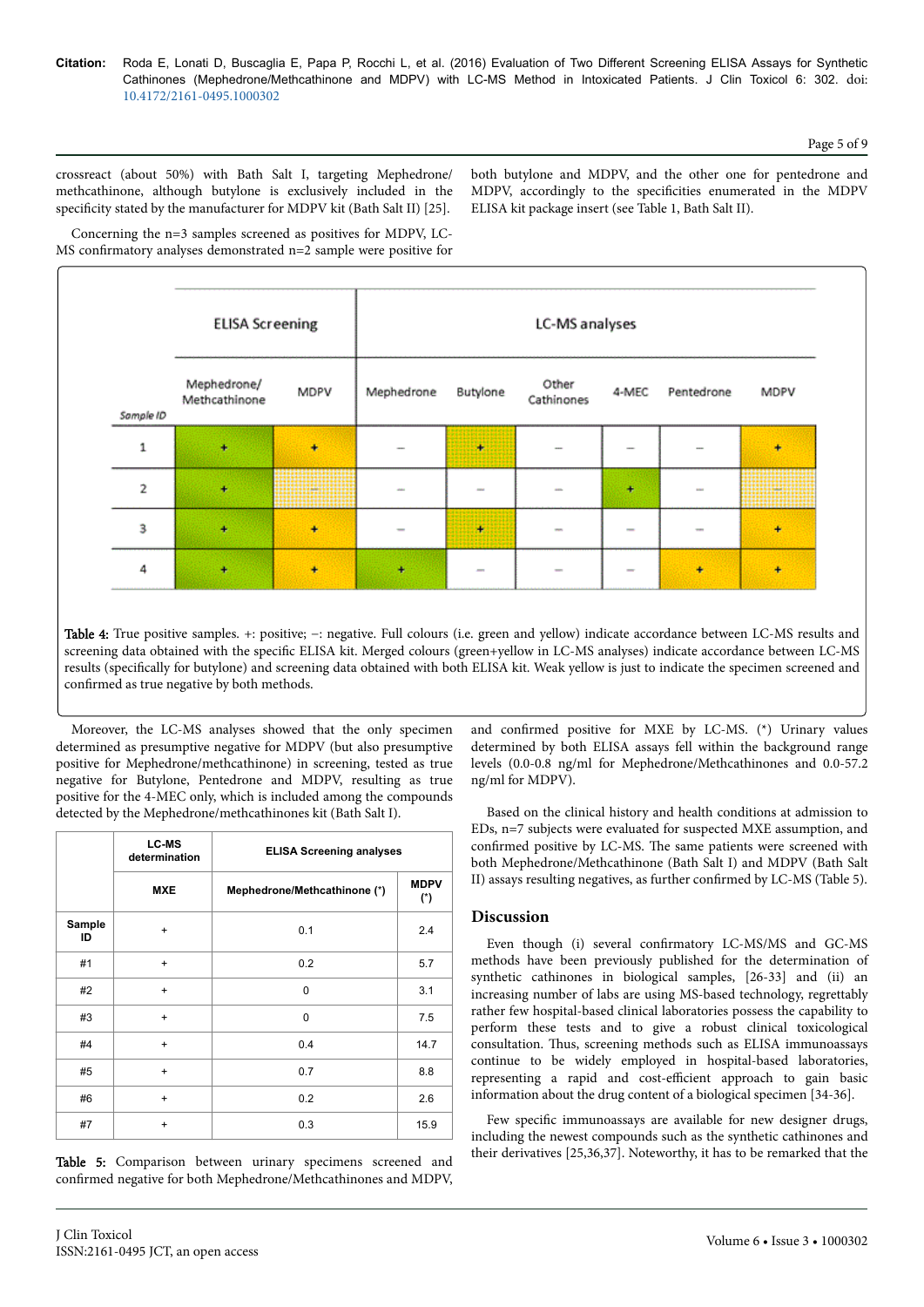crossreact (about 50%) with Bath Salt I, targeting Mephedrone/methcathinone, although butylone is exclusively included in the specificity stated by the manufacturer for MDPV kit (Bath Salt II) [25].

Concerning the n=3 samples screened as positives for MDPV, LC-MS confirmatory analyses demonstrated n=2 sample were positive for both butylone and MDPV, and the other one for pentedrone and MDPV, accordingly to the specificities enumerated in the MDPV ELISA kit package insert (see Table 1, Bath Salt II).

| Sample ID | ELISA Screening | | LC-MS analyses | | | | | |
|---|---|---|---|---|---|---|---|---|
| | Mephedrone/ Methcathinone | MDPV | Mephedrone | Butylone | Other Cathinones | 4-MEC | Pentedrone | MDPV |
| 1 | + | + | – | + | – | – | – | + |
| 2 | + | – | – | – | – | + | – | – |
| 3 | + | + | – | + | – | – | – | + |
| 4 | + | + | + | – | – | – | + | + |

Table 4: True positive samples. +: positive; –: negative. Full colours (i.e. green and yellow) indicate accordance between LC-MS results and screening data obtained with the specific ELISA kit. Merged colours (green+yellow in LC-MS analyses) indicate accordance between LC-MS results (specifically for butylone) and screening data obtained with both ELISA kit. Weak yellow is just to indicate the specimen screened and confirmed as true negative by both methods.

Moreover, the LC-MS analyses showed that the only specimen determined as presumptive negative for MDPV (but also presumptive positive for Mephedrone/methcathinone) in screening, tested as true negative for Butylone, Pentedrone and MDPV, resulting as true positive for the 4-MEC only, which is included among the compounds detected by the Mephedrone/methcathinones kit (Bath Salt I).

| | LC-MS determination | ELISA Screening analyses | |
|---|---|---|---|
| | MXE | Mephedrone/Methcathinone (*) | MDPV (*) |
| Sample ID | + | 0.1 | 2.4 |
| #1 | + | 0.2 | 5.7 |
| #2 | + | 0 | 3.1 |
| #3 | + | 0 | 7.5 |
| #4 | + | 0.4 | 14.7 |
| #5 | + | 0.7 | 8.8 |
| #6 | + | 0.2 | 2.6 |
| #7 | + | 0.3 | 15.9 |

Table 5: Comparison between urinary specimens screened and confirmed negative for both Mephedrone/Methcathinones and MDPV, and confirmed positive for MXE by LC-MS. (*) Urinary values determined by both ELISA assays fell within the background range levels (0.0-0.8 ng/ml for Mephedrone/Methcathinones and 0.0-57.2 ng/ml for MDPV).

Based on the clinical history and health conditions at admission to EDs, n=7 subjects were evaluated for suspected MXE assumption, and confirmed positive by LC-MS. The same patients were screened with both Mephedrone/Methcathinone (Bath Salt I) and MDPV (Bath Salt II) assays resulting negatives, as further confirmed by LC-MS (Table 5).

## Discussion

Even though (i) several confirmatory LC-MS/MS and GC-MS methods have been previously published for the determination of synthetic cathinones in biological samples, [26-33] and (ii) an increasing number of labs are using MS-based technology, regrettably rather few hospital-based clinical laboratories possess the capability to perform these tests and to give a robust clinical toxicological consultation. Thus, screening methods such as ELISA immunoassays continue to be widely employed in hospital-based laboratories, representing a rapid and cost-efficient approach to gain basic information about the drug content of a biological specimen [34-36].

Few specific immunoassays are available for new designer drugs, including the newest compounds such as the synthetic cathinones and their derivatives [25,36,37]. Noteworthy, it has to be remarked that the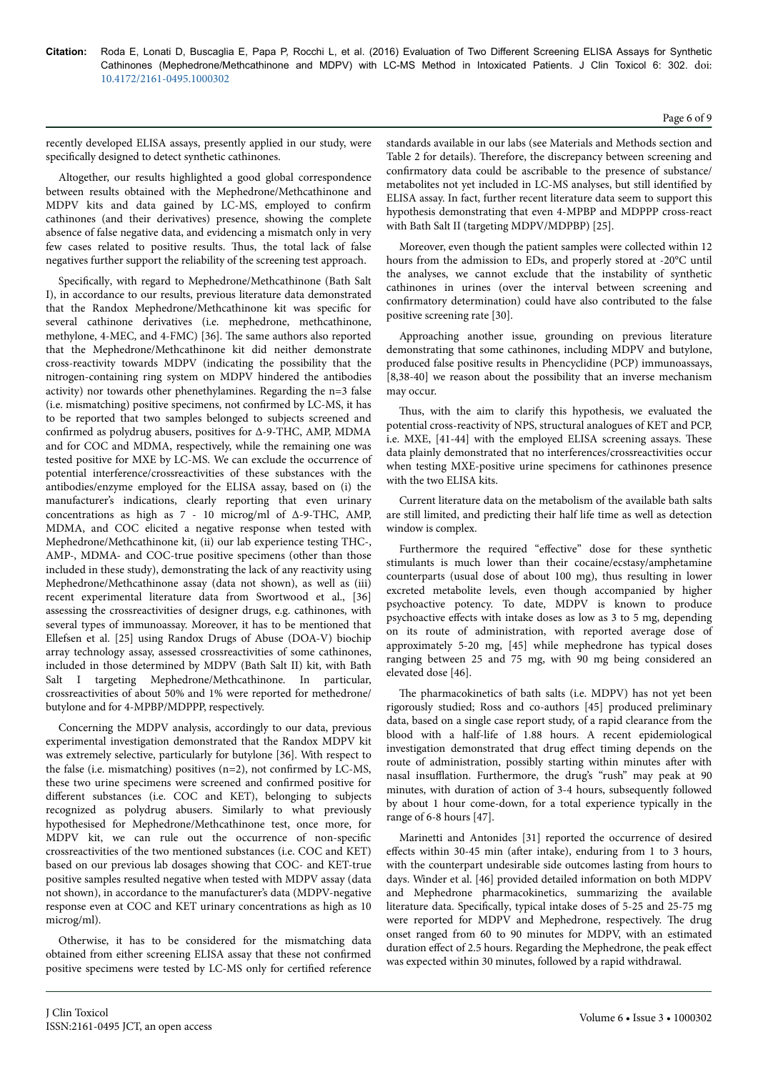recently developed ELISA assays, presently applied in our study, were specifically designed to detect synthetic cathinones.

Altogether, our results highlighted a good global correspondence between results obtained with the Mephedrone/Methcathinone and MDPV kits and data gained by LC-MS, employed to confirm cathinones (and their derivatives) presence, showing the complete absence of false negative data, and evidencing a mismatch only in very few cases related to positive results. Thus, the total lack of false negatives further support the reliability of the screening test approach.

Specifically, with regard to Mephedrone/Methcathinone (Bath Salt I), in accordance to our results, previous literature data demonstrated that the Randox Mephedrone/Methcathinone kit was specific for several cathinone derivatives (i.e. mephedrone, methcathinone, methylone, 4-MEC, and 4-FMC) [36]. The same authors also reported that the Mephedrone/Methcathinone kit did neither demonstrate cross-reactivity towards MDPV (indicating the possibility that the nitrogen-containing ring system on MDPV hindered the antibodies activity) nor towards other phenethylamines. Regarding the n=3 false (i.e. mismatching) positive specimens, not confirmed by LC-MS, it has to be reported that two samples belonged to subjects screened and confirmed as polydrug abusers, positives for Δ-9-THC, AMP, MDMA and for COC and MDMA, respectively, while the remaining one was tested positive for MXE by LC-MS. We can exclude the occurrence of potential interference/crossreactivities of these substances with the antibodies/enzyme employed for the ELISA assay, based on (i) the manufacturer's indications, clearly reporting that even urinary concentrations as high as 7 - 10 microg/ml of Δ-9-THC, AMP, MDMA, and COC elicited a negative response when tested with Mephedrone/Methcathinone kit, (ii) our lab experience testing THC-, AMP-, MDMA- and COC-true positive specimens (other than those included in these study), demonstrating the lack of any reactivity using Mephedrone/Methcathinone assay (data not shown), as well as (iii) recent experimental literature data from Swortwood et al., [36] assessing the crossreactivities of designer drugs, e.g. cathinones, with several types of immunoassay. Moreover, it has to be mentioned that Ellefsen et al. [25] using Randox Drugs of Abuse (DOA-V) biochip array technology assay, assessed crossreactivities of some cathinones, included in those determined by MDPV (Bath Salt II) kit, with Bath Salt I targeting Mephedrone/Methcathinone. In particular, crossreactivities of about 50% and 1% were reported for methedrone/butylone and for 4-MPBP/MDPPP, respectively.

Concerning the MDPV analysis, accordingly to our data, previous experimental investigation demonstrated that the Randox MDPV kit was extremely selective, particularly for butylone [36]. With respect to the false (i.e. mismatching) positives (n=2), not confirmed by LC-MS, these two urine specimens were screened and confirmed positive for different substances (i.e. COC and KET), belonging to subjects recognized as polydrug abusers. Similarly to what previously hypothesised for Mephedrone/Methcathinone test, once more, for MDPV kit, we can rule out the occurrence of non-specific crossreactivities of the two mentioned substances (i.e. COC and KET) based on our previous lab dosages showing that COC- and KET-true positive samples resulted negative when tested with MDPV assay (data not shown), in accordance to the manufacturer's data (MDPV-negative response even at COC and KET urinary concentrations as high as 10 microg/ml).

Otherwise, it has to be considered for the mismatching data obtained from either screening ELISA assay that these not confirmed positive specimens were tested by LC-MS only for certified reference standards available in our labs (see Materials and Methods section and Table 2 for details). Therefore, the discrepancy between screening and confirmatory data could be ascribable to the presence of substance/metabolites not yet included in LC-MS analyses, but still identified by ELISA assay. In fact, further recent literature data seem to support this hypothesis demonstrating that even 4-MPBP and MDPPP cross-react with Bath Salt II (targeting MDPV/MDPBP) [25].

Moreover, even though the patient samples were collected within 12 hours from the admission to EDs, and properly stored at -20°C until the analyses, we cannot exclude that the instability of synthetic cathinones in urines (over the interval between screening and confirmatory determination) could have also contributed to the false positive screening rate [30].

Approaching another issue, grounding on previous literature demonstrating that some cathinones, including MDPV and butylone, produced false positive results in Phencyclidine (PCP) immunoassays, [8,38-40] we reason about the possibility that an inverse mechanism may occur.

Thus, with the aim to clarify this hypothesis, we evaluated the potential cross-reactivity of NPS, structural analogues of KET and PCP, i.e. MXE, [41-44] with the employed ELISA screening assays. These data plainly demonstrated that no interferences/crossreactivities occur when testing MXE-positive urine specimens for cathinones presence with the two ELISA kits.

Current literature data on the metabolism of the available bath salts are still limited, and predicting their half life time as well as detection window is complex.

Furthermore the required "effective" dose for these synthetic stimulants is much lower than their cocaine/ecstasy/amphetamine counterparts (usual dose of about 100 mg), thus resulting in lower excreted metabolite levels, even though accompanied by higher psychoactive potency. To date, MDPV is known to produce psychoactive effects with intake doses as low as 3 to 5 mg, depending on its route of administration, with reported average dose of approximately 5-20 mg, [45] while mephedrone has typical doses ranging between 25 and 75 mg, with 90 mg being considered an elevated dose [46].

The pharmacokinetics of bath salts (i.e. MDPV) has not yet been rigorously studied; Ross and co-authors [45] produced preliminary data, based on a single case report study, of a rapid clearance from the blood with a half-life of 1.88 hours. A recent epidemiological investigation demonstrated that drug effect timing depends on the route of administration, possibly starting within minutes after with nasal insufflation. Furthermore, the drug's "rush" may peak at 90 minutes, with duration of action of 3-4 hours, subsequently followed by about 1 hour come-down, for a total experience typically in the range of 6-8 hours [47].

Marinetti and Antonides [31] reported the occurrence of desired effects within 30-45 min (after intake), enduring from 1 to 3 hours, with the counterpart undesirable side outcomes lasting from hours to days. Winder et al. [46] provided detailed information on both MDPV and Mephedrone pharmacokinetics, summarizing the available literature data. Specifically, typical intake doses of 5-25 and 25-75 mg were reported for MDPV and Mephedrone, respectively. The drug onset ranged from 60 to 90 minutes for MDPV, with an estimated duration effect of 2.5 hours. Regarding the Mephedrone, the peak effect was expected within 30 minutes, followed by a rapid withdrawal.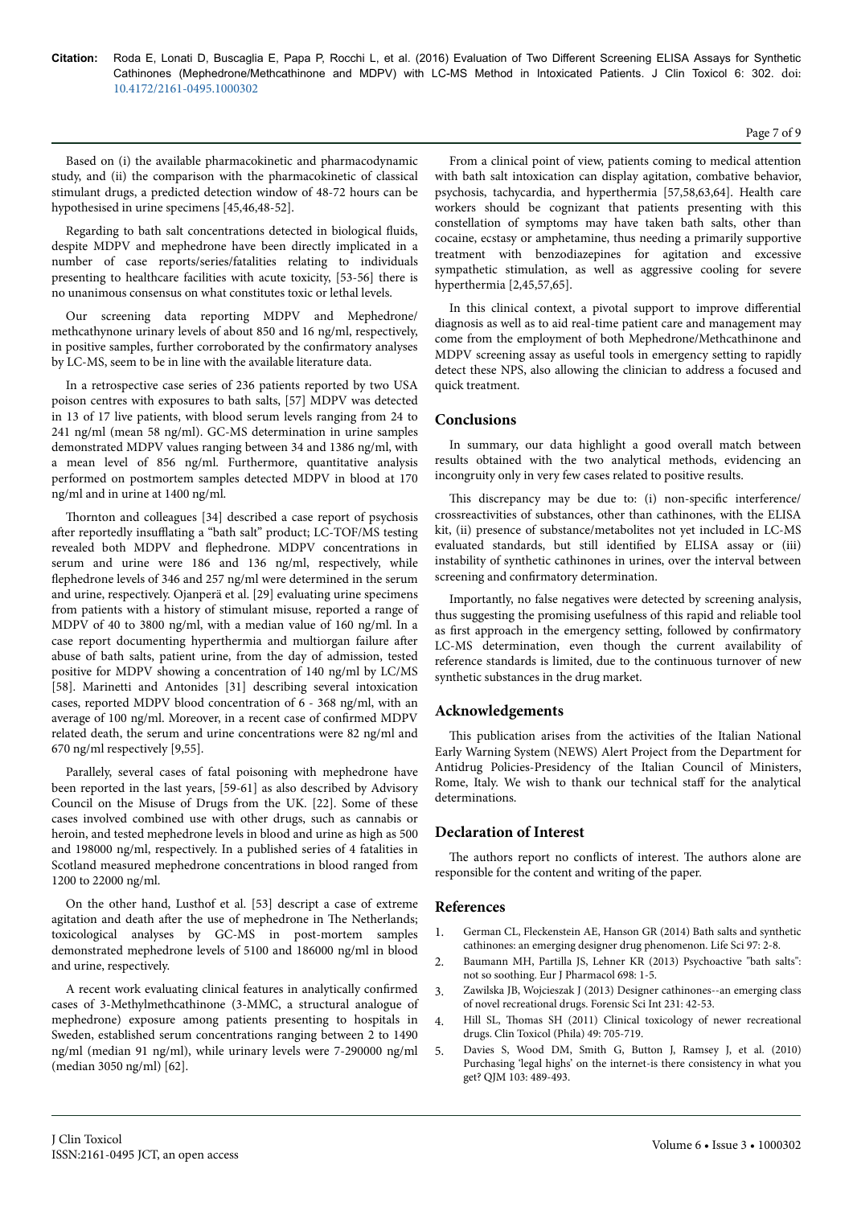Based on (i) the available pharmacokinetic and pharmacodynamic study, and (ii) the comparison with the pharmacokinetic of classical stimulant drugs, a predicted detection window of 48-72 hours can be hypothesised in urine specimens [45,46,48-52].

Regarding to bath salt concentrations detected in biological fluids, despite MDPV and mephedrone have been directly implicated in a number of case reports/series/fatalities relating to individuals presenting to healthcare facilities with acute toxicity, [53-56] there is no unanimous consensus on what constitutes toxic or lethal levels.

Our screening data reporting MDPV and Mephedrone/methcathynone urinary levels of about 850 and 16 ng/ml, respectively, in positive samples, further corroborated by the confirmatory analyses by LC-MS, seem to be in line with the available literature data.

In a retrospective case series of 236 patients reported by two USA poison centres with exposures to bath salts, [57] MDPV was detected in 13 of 17 live patients, with blood serum levels ranging from 24 to 241 ng/ml (mean 58 ng/ml). GC-MS determination in urine samples demonstrated MDPV values ranging between 34 and 1386 ng/ml, with a mean level of 856 ng/ml. Furthermore, quantitative analysis performed on postmortem samples detected MDPV in blood at 170 ng/ml and in urine at 1400 ng/ml.

Thornton and colleagues [34] described a case report of psychosis after reportedly insufflating a "bath salt" product; LC-TOF/MS testing revealed both MDPV and flephedrone. MDPV concentrations in serum and urine were 186 and 136 ng/ml, respectively, while flephedrone levels of 346 and 257 ng/ml were determined in the serum and urine, respectively. Ojanperä et al. [29] evaluating urine specimens from patients with a history of stimulant misuse, reported a range of MDPV of 40 to 3800 ng/ml, with a median value of 160 ng/ml. In a case report documenting hyperthermia and multiorgan failure after abuse of bath salts, patient urine, from the day of admission, tested positive for MDPV showing a concentration of 140 ng/ml by LC/MS [58]. Marinetti and Antonides [31] describing several intoxication cases, reported MDPV blood concentration of 6 - 368 ng/ml, with an average of 100 ng/ml. Moreover, in a recent case of confirmed MDPV related death, the serum and urine concentrations were 82 ng/ml and 670 ng/ml respectively [9,55].

Parallely, several cases of fatal poisoning with mephedrone have been reported in the last years, [59-61] as also described by Advisory Council on the Misuse of Drugs from the UK. [22]. Some of these cases involved combined use with other drugs, such as cannabis or heroin, and tested mephedrone levels in blood and urine as high as 500 and 198000 ng/ml, respectively. In a published series of 4 fatalities in Scotland measured mephedrone concentrations in blood ranged from 1200 to 22000 ng/ml.

On the other hand, Lusthof et al. [53] descript a case of extreme agitation and death after the use of mephedrone in The Netherlands; toxicological analyses by GC-MS in post-mortem samples demonstrated mephedrone levels of 5100 and 186000 ng/ml in blood and urine, respectively.

A recent work evaluating clinical features in analytically confirmed cases of 3-Methylmethcathinone (3-MMC, a structural analogue of mephedrone) exposure among patients presenting to hospitals in Sweden, established serum concentrations ranging between 2 to 1490 ng/ml (median 91 ng/ml), while urinary levels were 7-290000 ng/ml (median 3050 ng/ml) [62].

From a clinical point of view, patients coming to medical attention with bath salt intoxication can display agitation, combative behavior, psychosis, tachycardia, and hyperthermia [57,58,63,64]. Health care workers should be cognizant that patients presenting with this constellation of symptoms may have taken bath salts, other than cocaine, ecstasy or amphetamine, thus needing a primarily supportive treatment with benzodiazepines for agitation and excessive sympathetic stimulation, as well as aggressive cooling for severe hyperthermia [2,45,57,65].

In this clinical context, a pivotal support to improve differential diagnosis as well as to aid real-time patient care and management may come from the employment of both Mephedrone/Methcathinone and MDPV screening assay as useful tools in emergency setting to rapidly detect these NPS, also allowing the clinician to address a focused and quick treatment.

## Conclusions

In summary, our data highlight a good overall match between results obtained with the two analytical methods, evidencing an incongruity only in very few cases related to positive results.

This discrepancy may be due to: (i) non-specific interference/crossreactivities of substances, other than cathinones, with the ELISA kit, (ii) presence of substance/metabolites not yet included in LC-MS evaluated standards, but still identified by ELISA assay or (iii) instability of synthetic cathinones in urines, over the interval between screening and confirmatory determination.

Importantly, no false negatives were detected by screening analysis, thus suggesting the promising usefulness of this rapid and reliable tool as first approach in the emergency setting, followed by confirmatory LC-MS determination, even though the current availability of reference standards is limited, due to the continuous turnover of new synthetic substances in the drug market.

## Acknowledgements

This publication arises from the activities of the Italian National Early Warning System (NEWS) Alert Project from the Department for Antidrug Policies-Presidency of the Italian Council of Ministers, Rome, Italy. We wish to thank our technical staff for the analytical determinations.

## Declaration of Interest

The authors report no conflicts of interest. The authors alone are responsible for the content and writing of the paper.

## References

1. German CL, Fleckenstein AE, Hanson GR (2014) Bath salts and synthetic cathinones: an emerging designer drug phenomenon. Life Sci 97: 2-8.
2. Baumann MH, Partilla JS, Lehner KR (2013) Psychoactive "bath salts": not so soothing. Eur J Pharmacol 698: 1-5.
3. Zawilska JB, Wojcieszak J (2013) Designer cathinones--an emerging class of novel recreational drugs. Forensic Sci Int 231: 42-53.
4. Hill SL, Thomas SH (2011) Clinical toxicology of newer recreational drugs. Clin Toxicol (Phila) 49: 705-719.
5. Davies S, Wood DM, Smith G, Button J, Ramsey J, et al. (2010) Purchasing 'legal highs' on the internet-is there consistency in what you get? QJM 103: 489-493.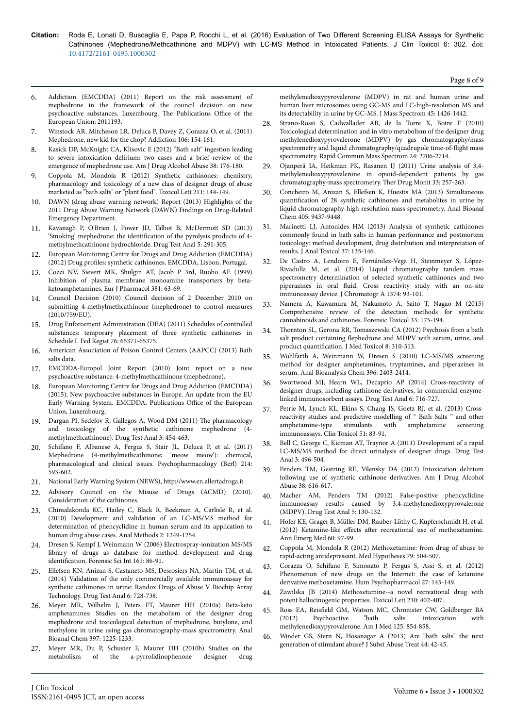6. Addiction (EMCDDA) (2011) Report on the risk assessment of mephedrone in the framework of the council decision on new psychoactive substances. Luxembourg. The Publications Office of the European Union; 2011193.
7. Winstock AR, Mitcheson LR, Deluca P, Davey Z, Corazza O, et al. (2011) Mephedrone, new kid for the chop? Addiction 106: 154-161.
8. Kasick DP, McKnight CA, Klisovic E (2012) "Bath salt" ingestion leading to severe intoxication delirium: two cases and a brief review of the emergence of mephedrone use. Am J Drug Alcohol Abuse 38: 176-180.
9. Coppola M, Mondola R (2012) Synthetic cathinones: chemistry, pharmacology and toxicology of a new class of designer drugs of abuse marketed as "bath salts" or "plant food". Toxicol Lett 211: 144-149.
10. DAWN (drug abuse warning network) Report (2013) Highlights of the 2011 Drug Abuse Warning Network (DAWN) Findings on Drug-Related Emergency Department.
11. Kavanagh P, O'Brien J, Power JD, Talbot B, McDermott SD (2013) 'Smoking' mephedrone: the identification of the pyrolysis products of 4-methylmethcathinone hydrochloride. Drug Test Anal 5: 291-305.
12. European Monitoring Centre for Drugs and Drug Addiction (EMCDDA) (2012) Drug profiles: synthetic cathinones. EMCDDA, Lisbon, Portugal.
13. Cozzi NV, Sievert MK, Shulgin AT, Jacob P 3rd, Ruoho AE (1999) Inhibition of plasma membrane monoamine transporters by beta-ketoamphetamines. Eur J Pharmacol 381: 63-69.
14. Council Decision (2010) Council decision of 2 December 2010 on submitting 4-methylmethcathinone (mephedrone) to control measures (2010/759/EU).
15. Drug Enforcement Administration (DEA) (2011) Schedules of controlled substances: temporary placement of three synthetic cathinones in Schedule I. Fed Regist 76: 65371-65375.
16. American Association of Poison Control Centers (AAPCC) (2013) Bath salts data.
17. EMCDDA-Europol Joint Report (2010) Joint report on a new psychoactive substance: 4-methylmethcathinone (mephedrone).
18. European Monitoring Centre for Drugs and Drug Addiction (EMCDDA) (2015). New psychoactive substances in Europe. An update from the EU Early Warning System. EMCDDA, Publications Office of the European Union, Luxembourg.
19. Dargan PI, Sedefov R, Gallegos A, Wood DM (2011) The pharmacology and toxicology of the synthetic cathinone mephedrone (4-methylmethcathinone). Drug Test Anal 3: 454-463.
20. Schifano F, Albanese A, Fergus S, Stair JL, Deluca P, et al. (2011) Mephedrone (4-methylmethcathinone; 'meow meow'): chemical, pharmacological and clinical issues. Psychopharmacology (Berl) 214: 593-602.
21. National Early Warning System (NEWS), http://www.en.allertadroga.it
22. Advisory Council on the Misuse of Drugs (ACMD) (2010). Consideration of the cathinones.
23. Chimalakonda KC, Hailey C, Black R, Beekman A, Carlisle R, et al. (2010) Development and validation of an LC-MS/MS method for determination of phencyclidine in human serum and its application to human drug abuse cases. Anal Methods 2: 1249-1254.
24. Dresen S, Kempf J, Weinmann W (2006) Electrospray-ionization MS/MS library of drugs as database for method development and drug identification. Forensic Sci Int 161: 86-91.
25. Ellefsen KN, Anizan S, Castaneto MS, Desrosiers NA, Martin TM, et al. (2014) Validation of the only commercially available immunoassay for synthetic cathinones in urine: Randox Drugs of Abuse V Biochip Array Technology. Drug Test Anal 6: 728-738.
26. Meyer MR, Wilhelm J, Peters FT, Maurer HH (2010a) Beta-keto amphetamines: Studies on the metabolism of the designer drug mephedrone and toxicological detection of mephedrone, butylone, and methylone in urine using gas chromatography-mass spectrometry. Anal Bioanal Chem 397: 1225-1233.
27. Meyer MR, Du P, Schuster F, Maurer HH (2010b) Studies on the metabolism of the a-pyrrolidinophenone designer drug methylenedioxypyrovalerone (MDPV) in rat and human urine and human liver microsomes using GC-MS and LC-high-resolution MS and its detectability in urine by GC-MS. J Mass Spectrom 45: 1426-1442.
28. Strano-Rossi S, Cadwallader AB, de la Torre X, Botre F (2010) Toxicological determination and in vitro metabolism of the designer drug methylenedioxypyrovalerone (MDPV) by gas chromatography/mass spectrometry and liquid chromatography/quadrupole time-of-flight mass spectrometry. Rapid Commun Mass Spectrom 24: 2706-2714.
29. Ojanperä IA, Heikman PK, Rasanen IJ (2011) Urine analysis of 3,4-methylenedioxypyrovalerone in opioid-dependent patients by gas chromatography-mass spectrometry. Ther Drug Monit 33: 257-263.
30. Concheiro M, Anizan S, Ellefsen K, Huestis MA (2013) Simultaneous quantification of 28 synthetic cathinones and metabolites in urine by liquid chromatography-high resolution mass spectrometry. Anal Bioanal Chem 405: 9437-9448.
31. Marinetti LJ, Antonides HM (2013) Analysis of synthetic cathinones commonly found in bath salts in human performance and postmortem toxicology: method development, drug distribution and interpretation of results. J Anal Toxicol 37: 135-146.
32. De Castro A, Lendoiro E, Fernández-Vega H, Steinmeyer S, López-Rivadulla M, et al. (2014) Liquid chromatography tandem mass spectrometry determination of selected synthetic cathinones and two piperazines in oral fluid. Cross reactivity study with an on-site immunoassay device. J Chromatogr A 1374: 93-101.
33. Namera A, Kawamura M, Nakamoto A, Saito T, Nagao M (2015) Comprehensive review of the detection methods for synthetic cannabinoids and cathinones. Forensic Toxicol 33: 175-194.
34. Thornton SL, Gerona RR, Tomaszewski CA (2012) Psychosis from a bath salt product containing flephedrone and MDPV with serum, urine, and product quantification. J Med Toxicol 8: 310-313.
35. Wohlfarth A, Weinmann W, Dresen S (2010) LC-MS/MS screening method for designer amphetamines, tryptamines, and piperazines in serum. Anal Bioanalysis Chem 396: 2403-2414.
36. Swortwood MJ, Hearn WL, Decaprio AP (2014) Cross-reactivity of designer drugs, including cathinone derivatives, in commercial enzyme-linked immunosorbent assays. Drug Test Anal 6: 716-727.
37. Petrie M, Lynch KL, Ekins S, Chang JS, Goetz RJ, et al. (2013) Cross-reactivity studies and predictive modelling of " Bath Salts " and other amphetamine-type stimulants with amphetamine screening immunoassays. Clin Toxicol 51: 83-91.
38. Bell C, George C, Kicman AT, Traynor A (2011) Development of a rapid LC-MS/MS method for direct urinalysis of designer drugs. Drug Test Anal 3: 496-504.
39. Penders TM, Gestring RE, Vilensky DA (2012) Intoxication delirium following use of synthetic cathinone derivatives. Am J Drug Alcohol Abuse 38: 616-617.
40. Macher AM, Penders TM (2012) False-positive phencyclidine immunoassay results caused by 3,4-methylenedioxypyrovalerone (MDPV). Drug Test Anal 5: 130-132.
41. Hofer KE, Grager B, Müller DM, Rauber-Lüthy C, Kupferschmidt H, et al. (2012) Ketamine-like effects after recreational use of methoxetamine. Ann Emerg Med 60: 97-99.
42. Coppola M, Mondola R (2012) Methoxetamine: from drug of abuse to rapid-acting antidepressant. Med Hypotheses 79: 504-507.
43. Corazza O, Schifano F, Simonato P, Fergus S, Assi S, et al. (2012) Phenomenon of new drugs on the Internet: the case of ketamine derivative methoxetamine. Hum Psychopharmacol 27: 145-149.
44. Zawilska JB (2014) Methoxetamine--a novel recreational drug with potent hallucinogenic properties. Toxicol Lett 230: 402-407.
45. Ross EA, Reisfield GM, Watson MC, Chronister CW, Goldberger BA (2012) Psychoactive "bath salts" intoxication with methylenedioxypyrovalerone. Am J Med 125: 854-858.
46. Winder GS, Stern N, Hosanagar A (2013) Are "bath salts" the next generation of stimulant abuse? J Subst Abuse Treat 44: 42-45.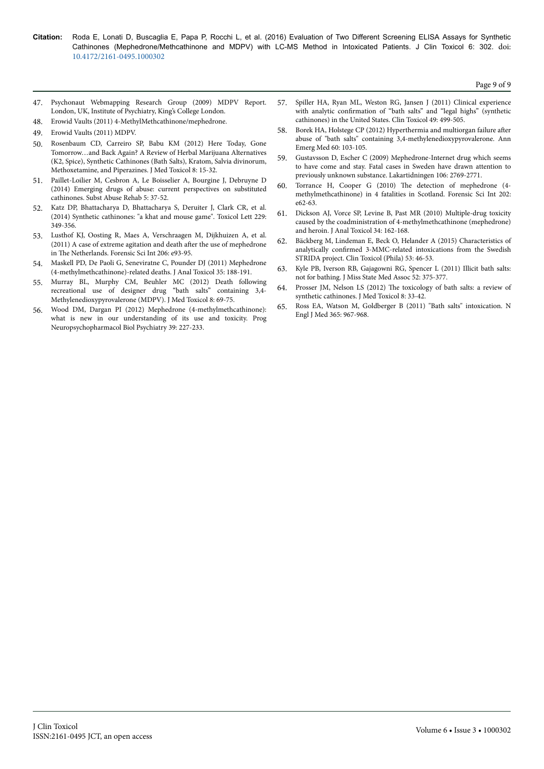47. Psychonaut Webmapping Research Group (2009) MDPV Report. London, UK, Institute of Psychiatry, King's College London.
48. Erowid Vaults (2011) 4-MethylMethcathinone/mephedrone.
49. Erowid Vaults (2011) MDPV.
50. Rosenbaum CD, Carreiro SP, Babu KM (2012) Here Today, Gone Tomorrow…and Back Again? A Review of Herbal Marijuana Alternatives (K2, Spice), Synthetic Cathinones (Bath Salts), Kratom, Salvia divinorum, Methoxetamine, and Piperazines. J Med Toxicol 8: 15-32.
51. Paillet-Loilier M, Cesbron A, Le Boisselier A, Bourgine J, Debruyne D (2014) Emerging drugs of abuse: current perspectives on substituted cathinones. Subst Abuse Rehab 5: 37-52.
52. Katz DP, Bhattacharya D, Bhattacharya S, Deruiter J, Clark CR, et al. (2014) Synthetic cathinones: "a khat and mouse game". Toxicol Lett 229: 349-356.
53. Lusthof KJ, Oosting R, Maes A, Verschraagen M, Dijkhuizen A, et al. (2011) A case of extreme agitation and death after the use of mephedrone in The Netherlands. Forensic Sci Int 206: e93-95.
54. Maskell PD, De Paoli G, Seneviratne C, Pounder DJ (2011) Mephedrone (4-methylmethcathinone)-related deaths. J Anal Toxicol 35: 188-191.
55. Murray BL, Murphy CM, Beuhler MC (2012) Death following recreational use of designer drug "bath salts" containing 3,4-Methylenedioxypyrovalerone (MDPV). J Med Toxicol 8: 69-75.
56. Wood DM, Dargan PI (2012) Mephedrone (4-methylmethcathinone): what is new in our understanding of its use and toxicity. Prog Neuropsychopharmacol Biol Psychiatry 39: 227-233.
57. Spiller HA, Ryan ML, Weston RG, Jansen J (2011) Clinical experience with analytic confirmation of "bath salts" and "legal highs" (synthetic cathinones) in the United States. Clin Toxicol 49: 499-505.
58. Borek HA, Holstege CP (2012) Hyperthermia and multiorgan failure after abuse of "bath salts" containing 3,4-methylenedioxypyrovalerone. Ann Emerg Med 60: 103-105.
59. Gustavsson D, Escher C (2009) Mephedrone-Internet drug which seems to have come and stay. Fatal cases in Sweden have drawn attention to previously unknown substance. Lakartidningen 106: 2769-2771.
60. Torrance H, Cooper G (2010) The detection of mephedrone (4-methylmethcathinone) in 4 fatalities in Scotland. Forensic Sci Int 202: e62-63.
61. Dickson AJ, Vorce SP, Levine B, Past MR (2010) Multiple-drug toxicity caused by the coadministration of 4-methylmethcathinone (mephedrone) and heroin. J Anal Toxicol 34: 162-168.
62. Bäckberg M, Lindeman E, Beck O, Helander A (2015) Characteristics of analytically confirmed 3-MMC-related intoxications from the Swedish STRIDA project. Clin Toxicol (Phila) 53: 46-53.
63. Kyle PB, Iverson RB, Gajagowni RG, Spencer L (2011) Illicit bath salts: not for bathing. J Miss State Med Assoc 52: 375-377.
64. Prosser JM, Nelson LS (2012) The toxicology of bath salts: a review of synthetic cathinones. J Med Toxicol 8: 33-42.
65. Ross EA, Watson M, Goldberger B (2011) "Bath salts" intoxication. N Engl J Med 365: 967-968.